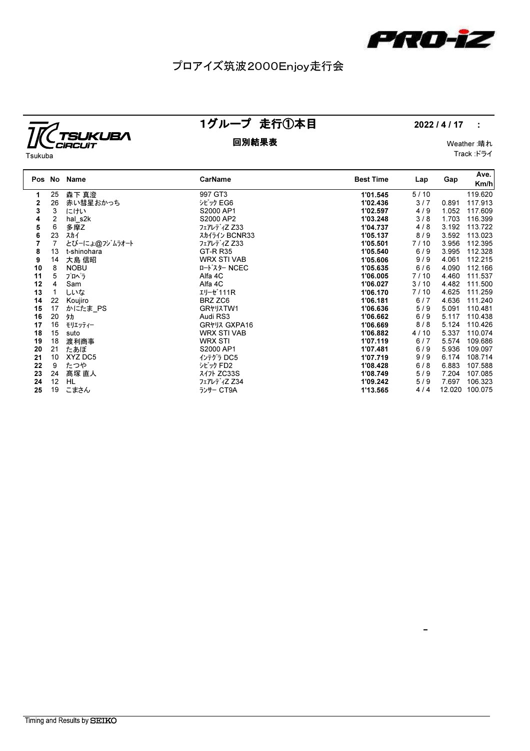PRO-iZ

# プロアイズ筑波2000Enjoy走行会

TSUKUBA CIRCUIT
Tsukuba

## 1グループ　走行①本目

**回別結果表**

**2022 / 4 / 17　:**

Weather :晴れ
Track :ドライ

| Pos | No | Name | CarName | Best Time | Lap | Gap | Ave. Km/h |
|---|---|---|---|---|---|---|---|
| **1** | 25 | 森下 真澄 | 997 GT3 | **1'01.545** | 5 / 10 | | 119.620 |
| **2** | 26 | 赤い彗星おかっち | ｼﾋﾞｯｸ EG6 | **1'02.436** | 3 / 7 | 0.891 | 117.913 |
| **3** | 3 | にけい | S2000 AP1 | **1'02.597** | 4 / 9 | 1.052 | 117.609 |
| **4** | 2 | hal_s2k | S2000 AP2 | **1'03.248** | 3 / 8 | 1.703 | 116.399 |
| **5** | 6 | 多摩Z | ﾌｪｱﾚﾃﾞｨZ Z33 | **1'04.737** | 4 / 8 | 3.192 | 113.722 |
| **6** | 23 | ｽｶｲ | ｽｶｲﾗｲﾝ BCNR33 | **1'05.137** | 8 / 9 | 3.592 | 113.023 |
| **7** | 7 | とぴーにょ@ﾌｼﾞﾑﾗｵｰﾄ | ﾌｪｱﾚﾃﾞｨZ Z33 | **1'05.501** | 7 / 10 | 3.956 | 112.395 |
| **8** | 13 | t-shinohara | GT-R R35 | **1'05.540** | 6 / 9 | 3.995 | 112.328 |
| **9** | 14 | 大島 信昭 | WRX STI VAB | **1'05.606** | 9 / 9 | 4.061 | 112.215 |
| **10** | 8 | NOBU | ﾛｰﾄﾞｽﾀｰ NCEC | **1'05.635** | 6 / 6 | 4.090 | 112.166 |
| **11** | 5 | ﾌﾟﾛﾍﾟﾗ | Alfa 4C | **1'06.005** | 7 / 10 | 4.460 | 111.537 |
| **12** | 4 | Sam | Alfa 4C | **1'06.027** | 3 / 10 | 4.482 | 111.500 |
| **13** | 1 | しいな | ｴﾘｰｾﾞ111R | **1'06.170** | 7 / 10 | 4.625 | 111.259 |
| **14** | 22 | Koujiro | BRZ ZC6 | **1'06.181** | 6 / 7 | 4.636 | 111.240 |
| **15** | 17 | かにたま_PS | GRﾔﾘｽTW1 | **1'06.636** | 5 / 9 | 5.091 | 110.481 |
| **16** | 20 | ﾀｶ | Audi RS3 | **1'06.662** | 6 / 9 | 5.117 | 110.438 |
| **17** | 16 | ﾓﾘｴｯﾃｨｰ | GRﾔﾘｽ GXPA16 | **1'06.669** | 8 / 8 | 5.124 | 110.426 |
| **18** | 15 | suto | WRX STI VAB | **1'06.882** | 4 / 10 | 5.337 | 110.074 |
| **19** | 18 | 渡利商事 | WRX STI | **1'07.119** | 6 / 7 | 5.574 | 109.686 |
| **20** | 21 | たあぼ | S2000 AP1 | **1'07.481** | 6 / 9 | 5.936 | 109.097 |
| **21** | 10 | XYZ DC5 | ｲﾝﾃｸﾞﾗ DC5 | **1'07.719** | 9 / 9 | 6.174 | 108.714 |
| **22** | 9 | たつや | ｼﾋﾞｯｸ FD2 | **1'08.428** | 6 / 8 | 6.883 | 107.588 |
| **23** | 24 | 高塚 直人 | ｽｲﾌﾄ ZC33S | **1'08.749** | 5 / 9 | 7.204 | 107.085 |
| **24** | 12 | HL | ﾌｪｱﾚﾃﾞｨZ Z34 | **1'09.242** | 5 / 9 | 7.697 | 106.323 |
| **25** | 19 | こまさん | ﾗﾝｻｰ CT9A | **1'13.565** | 4 / 4 | 12.020 | 100.075 |

-

Timing and Results by SEIKO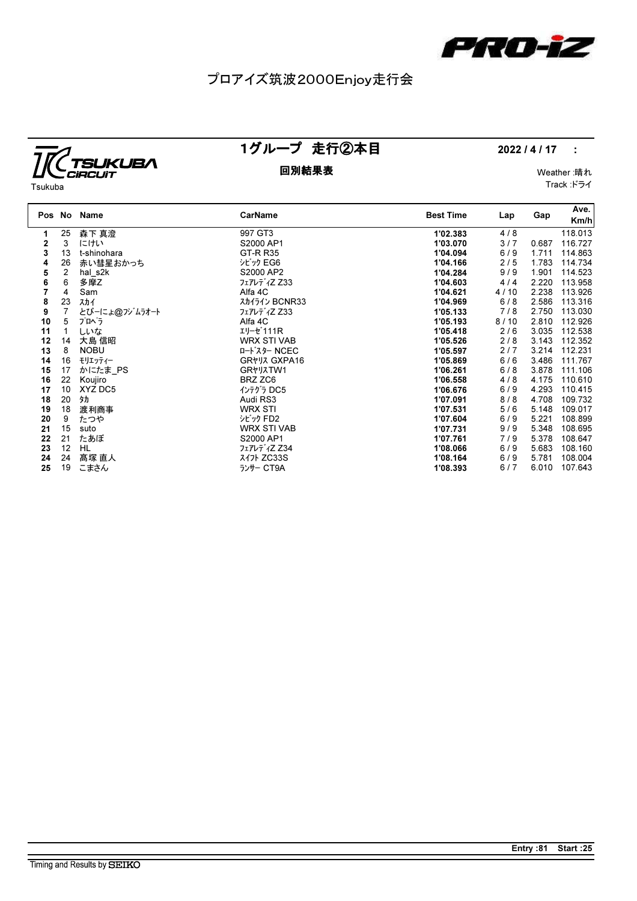PRO-iZ

# プロアイズ筑波2000Enjoy走行会

TSUKUBA CIRCUIT
Tsukuba

## 1グループ　走行②本目

### 回別結果表

2022 / 4 / 17　:

Weather :晴れ
Track :ドライ

| Pos | No | Name | CarName | Best Time | Lap | Gap | Ave. Km/h |
|---|---|---|---|---|---|---|---|
| 1 | 25 | 森下 真澄 | 997 GT3 | 1'02.383 | 4 / 8 | | 118.013 |
| 2 | 3 | にけい | S2000 AP1 | 1'03.070 | 3 / 7 | 0.687 | 116.727 |
| 3 | 13 | t-shinohara | GT-R R35 | 1'04.094 | 6 / 9 | 1.711 | 114.863 |
| 4 | 26 | 赤い彗星おかっち | ｼﾋﾞｯｸ EG6 | 1'04.166 | 2 / 5 | 1.783 | 114.734 |
| 5 | 2 | hal_s2k | S2000 AP2 | 1'04.284 | 9 / 9 | 1.901 | 114.523 |
| 6 | 6 | 多摩Z | ﾌｪｱﾚﾃﾞｨZ Z33 | 1'04.603 | 4 / 4 | 2.220 | 113.958 |
| 7 | 4 | Sam | Alfa 4C | 1'04.621 | 4 / 10 | 2.238 | 113.926 |
| 8 | 23 | ｽｶｲ | ｽｶｲﾗｲﾝ BCNR33 | 1'04.969 | 6 / 8 | 2.586 | 113.316 |
| 9 | 7 | とびーにょ@ﾌｼﾞﾑﾗｵｰﾄ | ﾌｪｱﾚﾃﾞｨZ Z33 | 1'05.133 | 7 / 8 | 2.750 | 113.030 |
| 10 | 5 | ﾌﾟﾛﾍﾟﾗ | Alfa 4C | 1'05.193 | 8 / 10 | 2.810 | 112.926 |
| 11 | 1 | しいな | ｴﾘｰｾﾞ111R | 1'05.418 | 2 / 6 | 3.035 | 112.538 |
| 12 | 14 | 大島 信昭 | WRX STI VAB | 1'05.526 | 2 / 8 | 3.143 | 112.352 |
| 13 | 8 | NOBU | ﾛｰﾄﾞｽﾀｰ NCEC | 1'05.597 | 2 / 7 | 3.214 | 112.231 |
| 14 | 16 | ﾓﾘｴｯﾃｨｰ | GRﾔﾘｽ GXPA16 | 1'05.869 | 6 / 6 | 3.486 | 111.767 |
| 15 | 17 | かにたま_PS | GRﾔﾘｽTW1 | 1'06.261 | 6 / 8 | 3.878 | 111.106 |
| 16 | 22 | Koujiro | BRZ ZC6 | 1'06.558 | 4 / 8 | 4.175 | 110.610 |
| 17 | 10 | XYZ DC5 | ｲﾝﾃｸﾞﾗ DC5 | 1'06.676 | 6 / 9 | 4.293 | 110.415 |
| 18 | 20 | ﾀｶ | Audi RS3 | 1'07.091 | 8 / 8 | 4.708 | 109.732 |
| 19 | 18 | 渡利商事 | WRX STI | 1'07.531 | 5 / 6 | 5.148 | 109.017 |
| 20 | 9 | たつや | ｼﾋﾞｯｸ FD2 | 1'07.604 | 6 / 9 | 5.221 | 108.899 |
| 21 | 15 | suto | WRX STI VAB | 1'07.731 | 9 / 9 | 5.348 | 108.695 |
| 22 | 21 | たあぼ | S2000 AP1 | 1'07.761 | 7 / 9 | 5.378 | 108.647 |
| 23 | 12 | HL | ﾌｪｱﾚﾃﾞｨZ Z34 | 1'08.066 | 6 / 9 | 5.683 | 108.160 |
| 24 | 24 | 髙塚 直人 | ｽｲﾌﾄ ZC33S | 1'08.164 | 6 / 9 | 5.781 | 108.004 |
| 25 | 19 | こまさん | ﾗﾝｻｰ CT9A | 1'08.393 | 6 / 7 | 6.010 | 107.643 |

Entry :81　Start :25

Timing and Results by SEIKO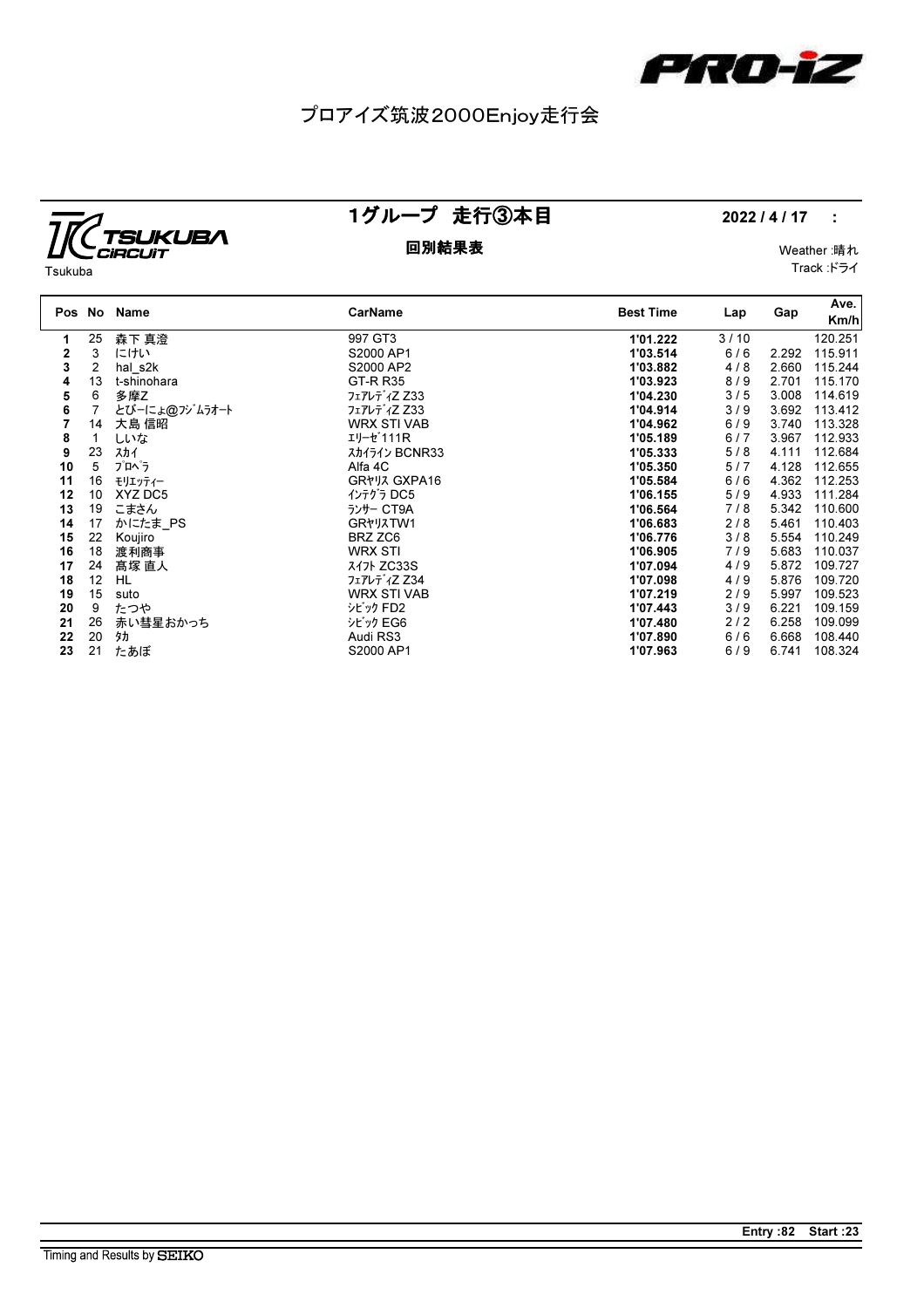PRO-iZ

# プロアイズ筑波2000Enjoy走行会

TSUKUBA CIRCUIT
Tsukuba

## 1グループ　走行③本目

**回別結果表**

**2022 / 4 / 17　:**

Weather :晴れ
Track :ドライ

| Pos | No | Name | CarName | Best Time | Lap | Gap | Ave. Km/h |
|---|---|---|---|---|---|---|---|
| 1 | 25 | 森下 真澄 | 997 GT3 | 1'01.222 | 3 / 10 | | 120.251 |
| 2 | 3 | にけい | S2000 AP1 | 1'03.514 | 6 / 6 | 2.292 | 115.911 |
| 3 | 2 | hal_s2k | S2000 AP2 | 1'03.882 | 4 / 8 | 2.660 | 115.244 |
| 4 | 13 | t-shinohara | GT-R R35 | 1'03.923 | 8 / 9 | 2.701 | 115.170 |
| 5 | 6 | 多摩Z | ﾌｪｱﾚﾃﾞｨZ Z33 | 1'04.230 | 3 / 5 | 3.008 | 114.619 |
| 6 | 7 | とぴーにょ@ﾌｼﾞﾑﾗｵｰﾄ | ﾌｪｱﾚﾃﾞｨZ Z33 | 1'04.914 | 3 / 9 | 3.692 | 113.412 |
| 7 | 14 | 大島 信昭 | WRX STI VAB | 1'04.962 | 6 / 9 | 3.740 | 113.328 |
| 8 | 1 | しいな | ｴﾘｰｾﾞ111R | 1'05.189 | 6 / 7 | 3.967 | 112.933 |
| 9 | 23 | ｽｶｲ | ｽｶｲﾗｲﾝ BCNR33 | 1'05.333 | 5 / 8 | 4.111 | 112.684 |
| 10 | 5 | ﾌﾟﾛﾍﾟﾗ | Alfa 4C | 1'05.350 | 5 / 7 | 4.128 | 112.655 |
| 11 | 16 | ﾓﾘｴｯﾃｨｰ | GRﾔﾘｽ GXPA16 | 1'05.584 | 6 / 6 | 4.362 | 112.253 |
| 12 | 10 | XYZ DC5 | ｲﾝﾃｸﾞﾗ DC5 | 1'06.155 | 5 / 9 | 4.933 | 111.284 |
| 13 | 19 | こまさん | ﾗﾝｻｰ CT9A | 1'06.564 | 7 / 8 | 5.342 | 110.600 |
| 14 | 17 | かにたま_PS | GRﾔﾘｽTW1 | 1'06.683 | 2 / 8 | 5.461 | 110.403 |
| 15 | 22 | Koujiro | BRZ ZC6 | 1'06.776 | 3 / 8 | 5.554 | 110.249 |
| 16 | 18 | 渡利商事 | WRX STI | 1'06.905 | 7 / 9 | 5.683 | 110.037 |
| 17 | 24 | 髙塚 直人 | ｽｲﾌﾄ ZC33S | 1'07.094 | 4 / 9 | 5.872 | 109.727 |
| 18 | 12 | HL | ﾌｪｱﾚﾃﾞｨZ Z34 | 1'07.098 | 4 / 9 | 5.876 | 109.720 |
| 19 | 15 | suto | WRX STI VAB | 1'07.219 | 2 / 9 | 5.997 | 109.523 |
| 20 | 9 | たつや | ｼﾋﾞｯｸ FD2 | 1'07.443 | 3 / 9 | 6.221 | 109.159 |
| 21 | 26 | 赤い彗星おかっち | ｼﾋﾞｯｸ EG6 | 1'07.480 | 2 / 2 | 6.258 | 109.099 |
| 22 | 20 | ｸｶ | Audi RS3 | 1'07.890 | 6 / 6 | 6.668 | 108.440 |
| 23 | 21 | たあぼ | S2000 AP1 | 1'07.963 | 6 / 9 | 6.741 | 108.324 |

**Entry :82　Start :23**

Timing and Results by SEIKO